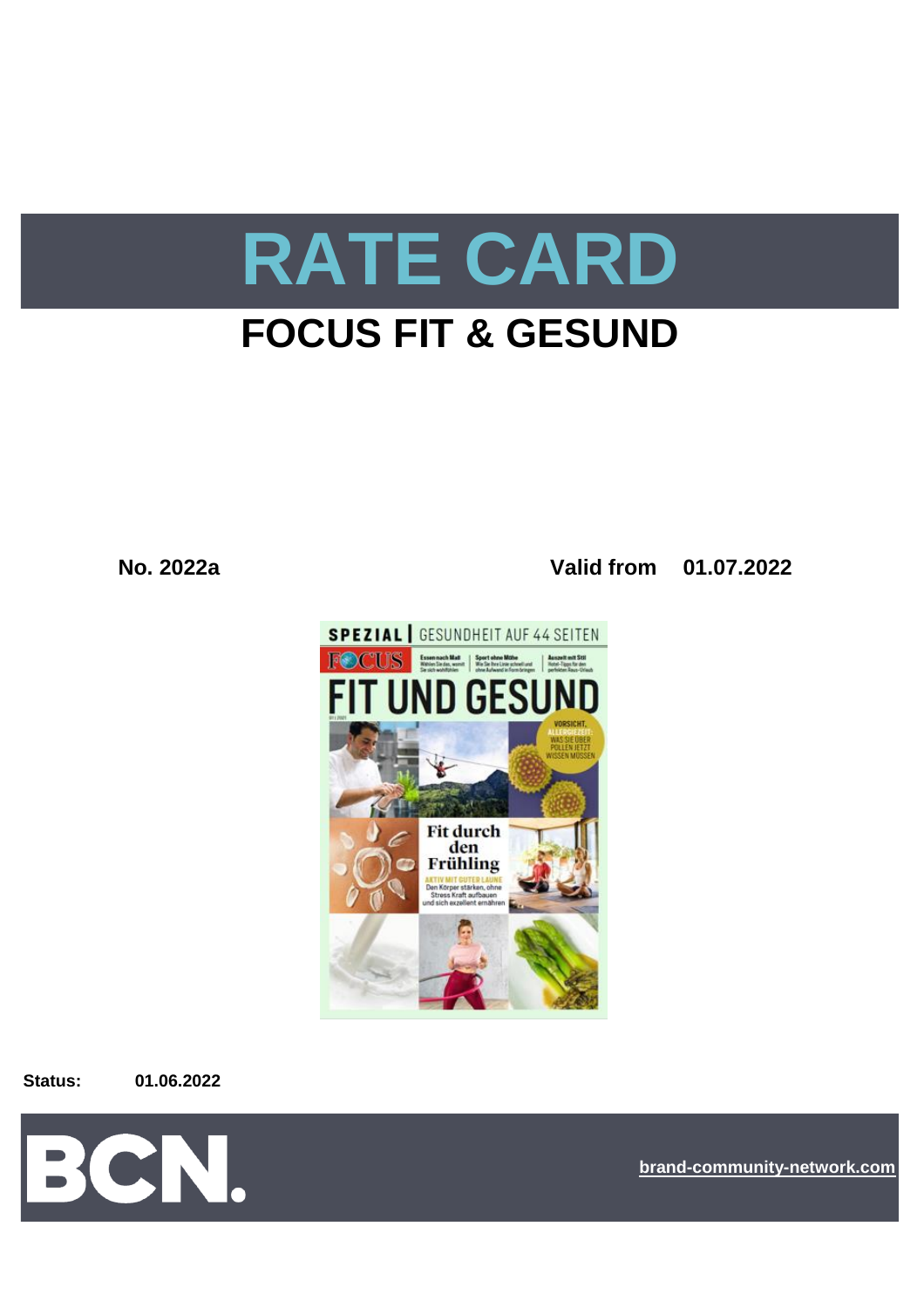# RATE CARD

## FOCUS FIT & GESUND

**No. 2022a** **Valid from 01.07.2022**

**Status:** **01.06.2022**

**brand-community-network.com**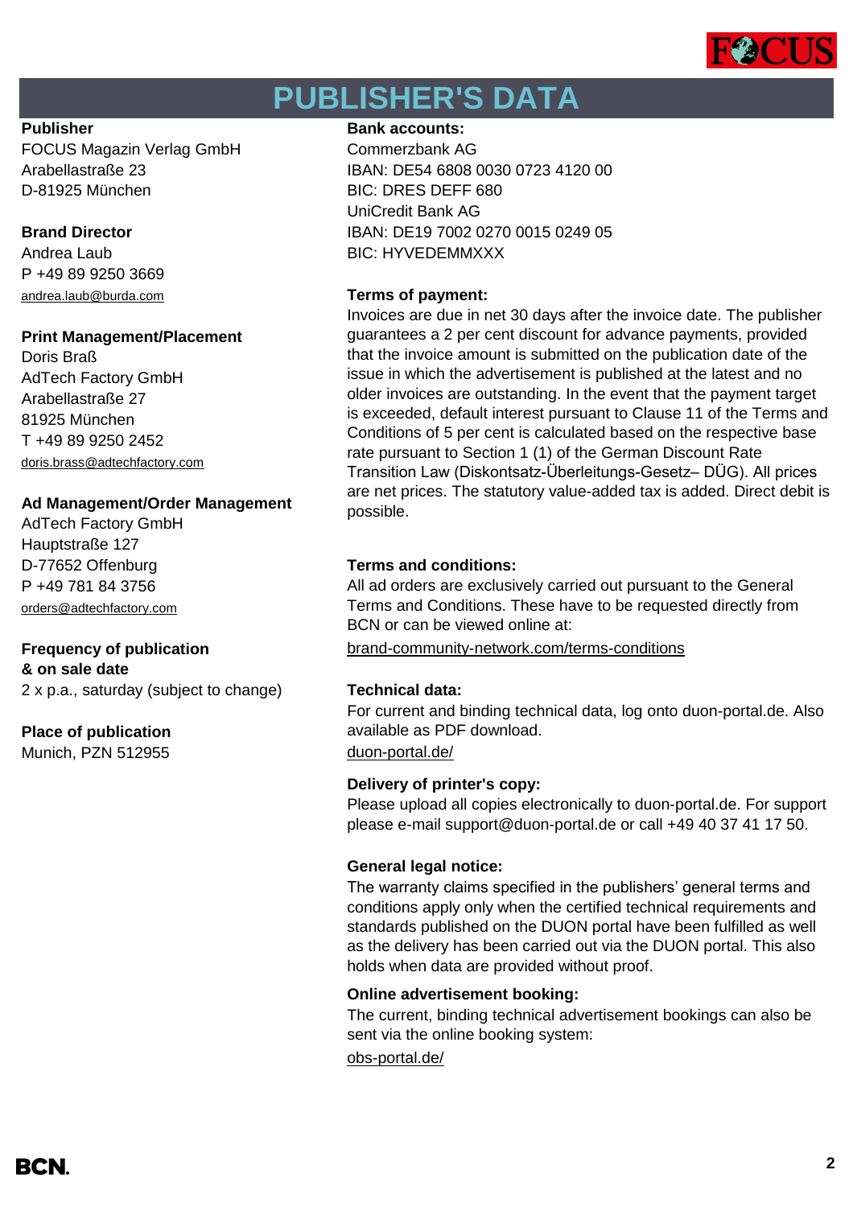# PUBLISHER'S DATA

**Publisher**
FOCUS Magazin Verlag GmbH
Arabellastraße 23
D-81925 München

**Brand Director**
Andrea Laub
P +49 89 9250 3669
andrea.laub@burda.com

**Print Management/Placement**
Doris Braß
AdTech Factory GmbH
Arabellastraße 27
81925 München
T +49 89 9250 2452
doris.brass@adtechfactory.com

**Ad Management/Order Management**
AdTech Factory GmbH
Hauptstraße 127
D-77652 Offenburg
P +49 781 84 3756
orders@adtechfactory.com

**Frequency of publication & on sale date**
2 x p.a., saturday (subject to change)

**Place of publication**
Munich, PZN 512955

**Bank accounts:**
Commerzbank AG
IBAN: DE54 6808 0030 0723 4120 00
BIC: DRES DEFF 680
UniCredit Bank AG
IBAN: DE19 7002 0270 0015 0249 05
BIC: HYVEDEMMXXX

**Terms of payment:**
Invoices are due in net 30 days after the invoice date. The publisher guarantees a 2 per cent discount for advance payments, provided that the invoice amount is submitted on the publication date of the issue in which the advertisement is published at the latest and no older invoices are outstanding. In the event that the payment target is exceeded, default interest pursuant to Clause 11 of the Terms and Conditions of 5 per cent is calculated based on the respective base rate pursuant to Section 1 (1) of the German Discount Rate Transition Law (Diskontsatz-Überleitungs-Gesetz– DÜG). All prices are net prices. The statutory value-added tax is added. Direct debit is possible.

**Terms and conditions:**
All ad orders are exclusively carried out pursuant to the General Terms and Conditions. These have to be requested directly from BCN or can be viewed online at:
brand-community-network.com/terms-conditions

**Technical data:**
For current and binding technical data, log onto duon-portal.de. Also available as PDF download.
duon-portal.de/

**Delivery of printer's copy:**
Please upload all copies electronically to duon-portal.de. For support please e-mail support@duon-portal.de or call +49 40 37 41 17 50.

**General legal notice:**
The warranty claims specified in the publishers' general terms and conditions apply only when the certified technical requirements and standards published on the DUON portal have been fulfilled as well as the delivery has been carried out via the DUON portal. This also holds when data are provided without proof.

**Online advertisement booking:**
The current, binding technical advertisement bookings can also be sent via the online booking system:
obs-portal.de/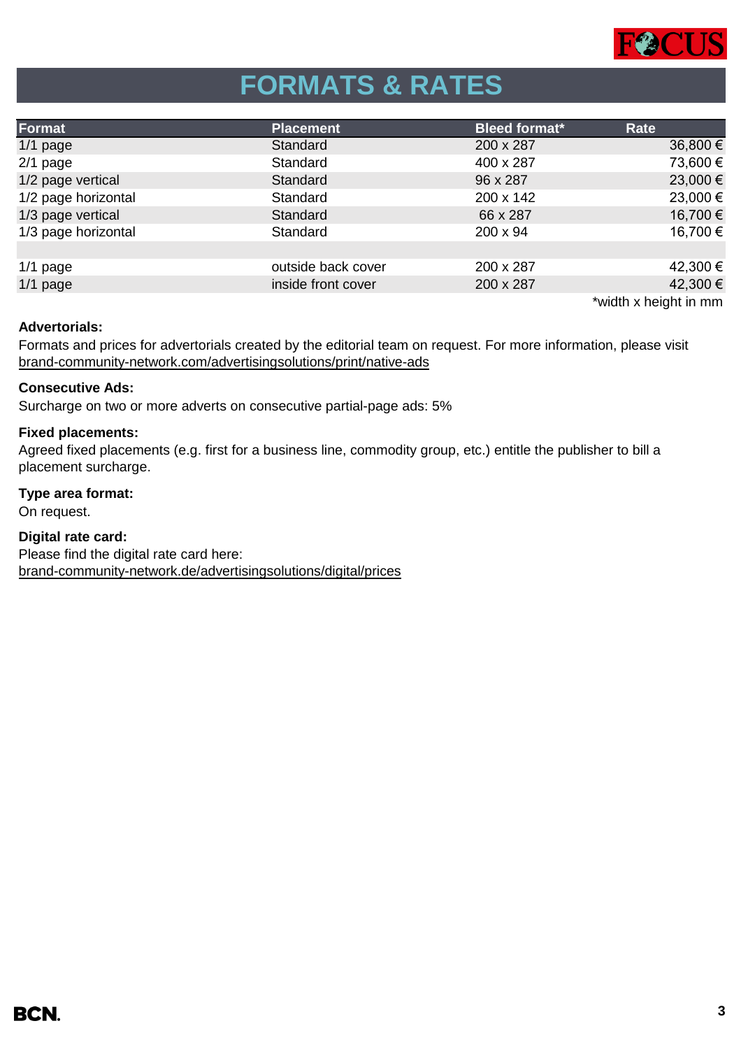# FORMATS & RATES

| Format | Placement | Bleed format* | Rate |
|---|---|---|---|
| 1/1 page | Standard | 200 x 287 | 36,800 € |
| 2/1 page | Standard | 400 x 287 | 73,600 € |
| 1/2 page vertical | Standard | 96 x 287 | 23,000 € |
| 1/2 page horizontal | Standard | 200 x 142 | 23,000 € |
| 1/3 page vertical | Standard | 66 x 287 | 16,700 € |
| 1/3 page horizontal | Standard | 200 x 94 | 16,700 € |
| | | | |
| 1/1 page | outside back cover | 200 x 287 | 42,300 € |
| 1/1 page | inside front cover | 200 x 287 | 42,300 € |

*width x height in mm

**Advertorials:**
Formats and prices for advertorials created by the editorial team on request. For more information, please visit brand-community-network.com/advertisingsolutions/print/native-ads

**Consecutive Ads:**
Surcharge on two or more adverts on consecutive partial-page ads: 5%

**Fixed placements:**
Agreed fixed placements (e.g. first for a business line, commodity group, etc.) entitle the publisher to bill a placement surcharge.

**Type area format:**
On request.

**Digital rate card:**
Please find the digital rate card here:
brand-community-network.de/advertisingsolutions/digital/prices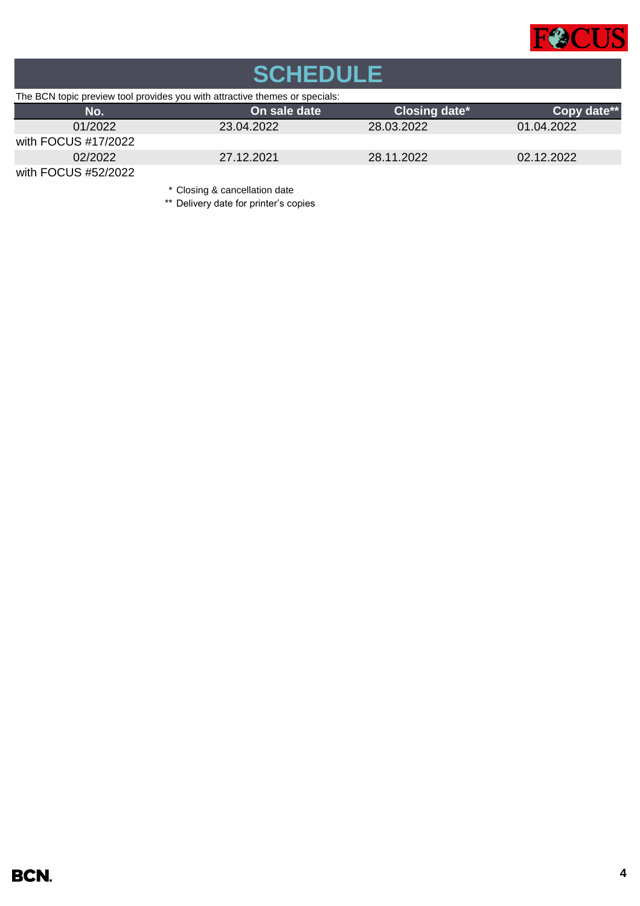# SCHEDULE

The BCN topic preview tool provides you with attractive themes or specials:

| No. | On sale date | Closing date* | Copy date** |
|---|---|---|---|
| 01/2022 | 23.04.2022 | 28.03.2022 | 01.04.2022 |
| with FOCUS #17/2022 | | | |
| 02/2022 | 27.12.2021 | 28.11.2022 | 02.12.2022 |
| with FOCUS #52/2022 | | | |

* Closing & cancellation date

** Delivery date for printer's copies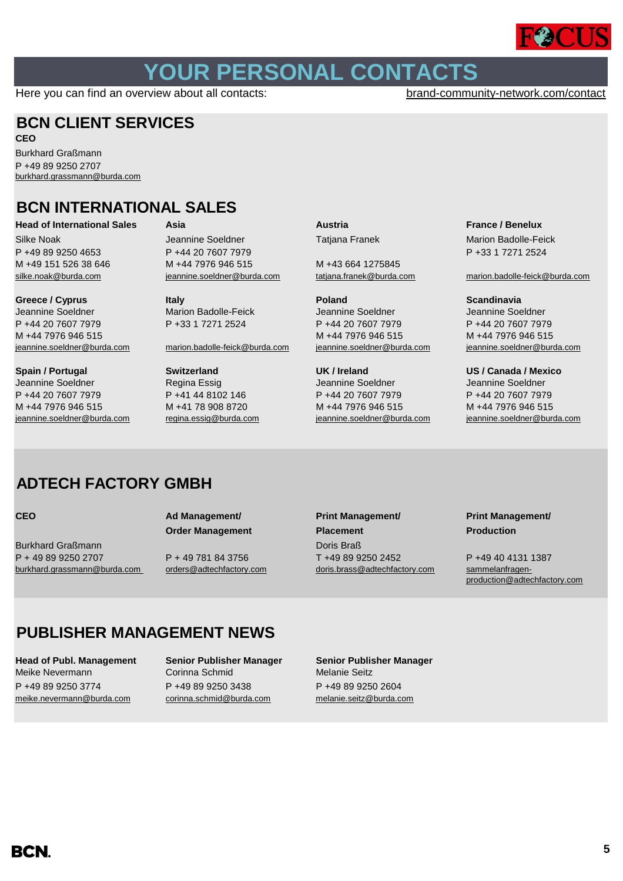# YOUR PERSONAL CONTACTS

Here you can find an overview about all contacts: brand-community-network.com/contact

## BCN CLIENT SERVICES

**CEO**

Burkhard Graßmann
P +49 89 9250 2707
burkhard.grassmann@burda.com

## BCN INTERNATIONAL SALES

**Head of International Sales**
Silke Noak
P +49 89 9250 4653
M +49 151 526 38 646
silke.noak@burda.com

**Asia**
Jeannine Soeldner
P +44 20 7607 7979
M +44 7976 946 515
jeannine.soeldner@burda.com

**Austria**
Tatjana Franek
M +43 664 1275845
tatjana.franek@burda.com

**France / Benelux**
Marion Badolle-Feick
P +33 1 7271 2524
marion.badolle-feick@burda.com

**Greece / Cyprus**
Jeannine Soeldner
P +44 20 7607 7979
M +44 7976 946 515
jeannine.soeldner@burda.com

**Italy**
Marion Badolle-Feick
P +33 1 7271 2524
marion.badolle-feick@burda.com

**Poland**
Jeannine Soeldner
P +44 20 7607 7979
M +44 7976 946 515
jeannine.soeldner@burda.com

**Scandinavia**
Jeannine Soeldner
P +44 20 7607 7979
M +44 7976 946 515
jeannine.soeldner@burda.com

**Spain / Portugal**
Jeannine Soeldner
P +44 20 7607 7979
M +44 7976 946 515
jeannine.soeldner@burda.com

**Switzerland**
Regina Essig
P +41 44 8102 146
M +41 78 908 8720
regina.essig@burda.com

**UK / Ireland**
Jeannine Soeldner
P +44 20 7607 7979
M +44 7976 946 515
jeannine.soeldner@burda.com

**US / Canada / Mexico**
Jeannine Soeldner
P +44 20 7607 7979
M +44 7976 946 515
jeannine.soeldner@burda.com

## ADTECH FACTORY GMBH

**CEO**
Burkhard Graßmann
P + 49 89 9250 2707
burkhard.grassmann@burda.com

**Ad Management/ Order Management**
P + 49 781 84 3756
orders@adtechfactory.com

**Print Management/ Placement**
Doris Braß
T +49 89 9250 2452
doris.brass@adtechfactory.com

**Print Management/ Production**
P +49 40 4131 1387
sammelanfragen-production@adtechfactory.com

## PUBLISHER MANAGEMENT NEWS

**Head of Publ. Management**
Meike Nevermann
P +49 89 9250 3774
meike.nevermann@burda.com

**Senior Publisher Manager**
Corinna Schmid
P +49 89 9250 3438
corinna.schmid@burda.com

**Senior Publisher Manager**
Melanie Seitz
P +49 89 9250 2604
melanie.seitz@burda.com